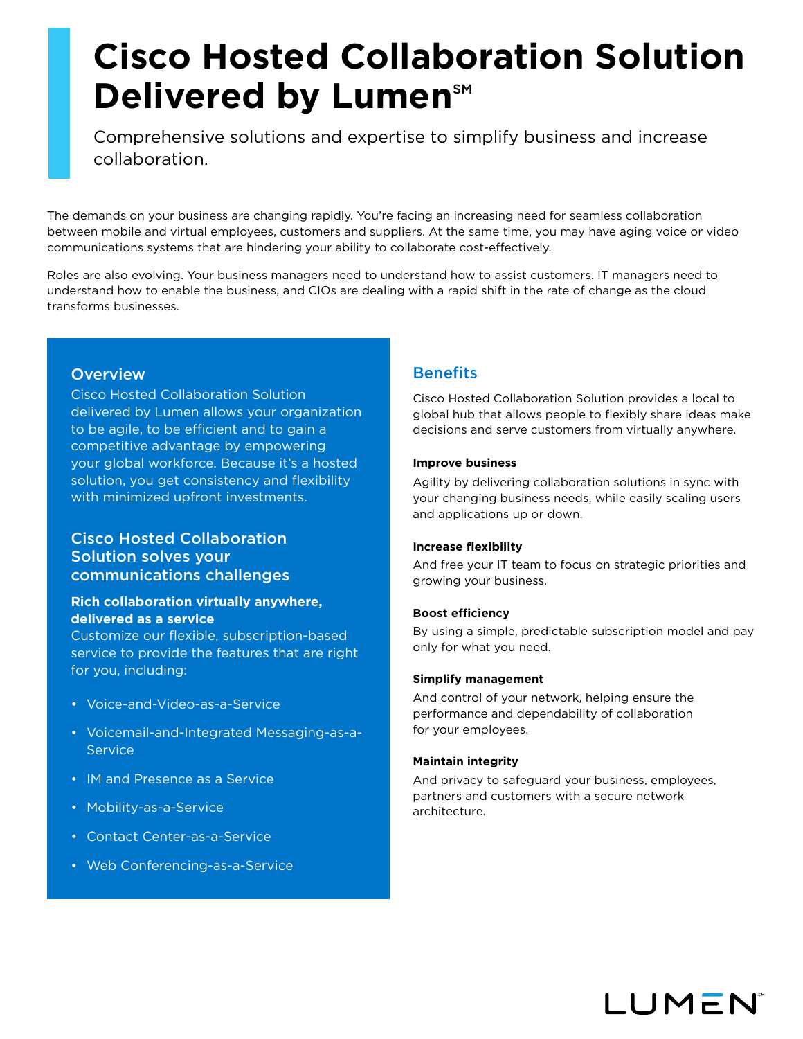# Cisco Hosted Collaboration Solution Delivered by Lumen℠

Comprehensive solutions and expertise to simplify business and increase collaboration.

The demands on your business are changing rapidly. You're facing an increasing need for seamless collaboration between mobile and virtual employees, customers and suppliers. At the same time, you may have aging voice or video communications systems that are hindering your ability to collaborate cost-effectively.

Roles are also evolving. Your business managers need to understand how to assist customers. IT managers need to understand how to enable the business, and CIOs are dealing with a rapid shift in the rate of change as the cloud transforms businesses.

## Overview

Cisco Hosted Collaboration Solution delivered by Lumen allows your organization to be agile, to be efficient and to gain a competitive advantage by empowering your global workforce. Because it's a hosted solution, you get consistency and flexibility with minimized upfront investments.

## Cisco Hosted Collaboration Solution solves your communications challenges

**Rich collaboration virtually anywhere, delivered as a service**

Customize our flexible, subscription-based service to provide the features that are right for you, including:

- Voice-and-Video-as-a-Service
- Voicemail-and-Integrated Messaging-as-a-Service
- IM and Presence as a Service
- Mobility-as-a-Service
- Contact Center-as-a-Service
- Web Conferencing-as-a-Service

## Benefits

Cisco Hosted Collaboration Solution provides a local to global hub that allows people to flexibly share ideas make decisions and serve customers from virtually anywhere.

**Improve business**

Agility by delivering collaboration solutions in sync with your changing business needs, while easily scaling users and applications up or down.

**Increase flexibility**

And free your IT team to focus on strategic priorities and growing your business.

**Boost efficiency**

By using a simple, predictable subscription model and pay only for what you need.

**Simplify management**

And control of your network, helping ensure the performance and dependability of collaboration for your employees.

**Maintain integrity**

And privacy to safeguard your business, employees, partners and customers with a secure network architecture.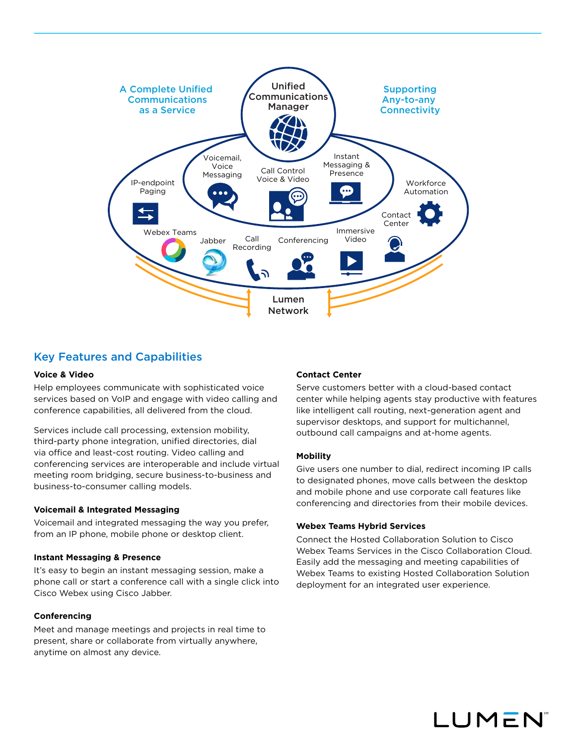A Complete Unified Communications as a Service

Unified Communications Manager

Supporting Any-to-any Connectivity

Voicemail, Voice Messaging

Call Control Voice & Video

Instant Messaging & Presence

IP-endpoint Paging

Workforce Automation

Contact Center

Webex Teams

Jabber

Call Recording

Conferencing

Immersive Video

Lumen Network

## Key Features and Capabilities

**Voice & Video**

Help employees communicate with sophisticated voice services based on VoIP and engage with video calling and conference capabilities, all delivered from the cloud.

Services include call processing, extension mobility, third-party phone integration, unified directories, dial via office and least-cost routing. Video calling and conferencing services are interoperable and include virtual meeting room bridging, secure business-to-business and business-to-consumer calling models.

**Voicemail & Integrated Messaging**

Voicemail and integrated messaging the way you prefer, from an IP phone, mobile phone or desktop client.

**Instant Messaging & Presence**

It's easy to begin an instant messaging session, make a phone call or start a conference call with a single click into Cisco Webex using Cisco Jabber.

**Conferencing**

Meet and manage meetings and projects in real time to present, share or collaborate from virtually anywhere, anytime on almost any device.

**Contact Center**

Serve customers better with a cloud-based contact center while helping agents stay productive with features like intelligent call routing, next-generation agent and supervisor desktops, and support for multichannel, outbound call campaigns and at-home agents.

**Mobility**

Give users one number to dial, redirect incoming IP calls to designated phones, move calls between the desktop and mobile phone and use corporate call features like conferencing and directories from their mobile devices.

**Webex Teams Hybrid Services**

Connect the Hosted Collaboration Solution to Cisco Webex Teams Services in the Cisco Collaboration Cloud. Easily add the messaging and meeting capabilities of Webex Teams to existing Hosted Collaboration Solution deployment for an integrated user experience.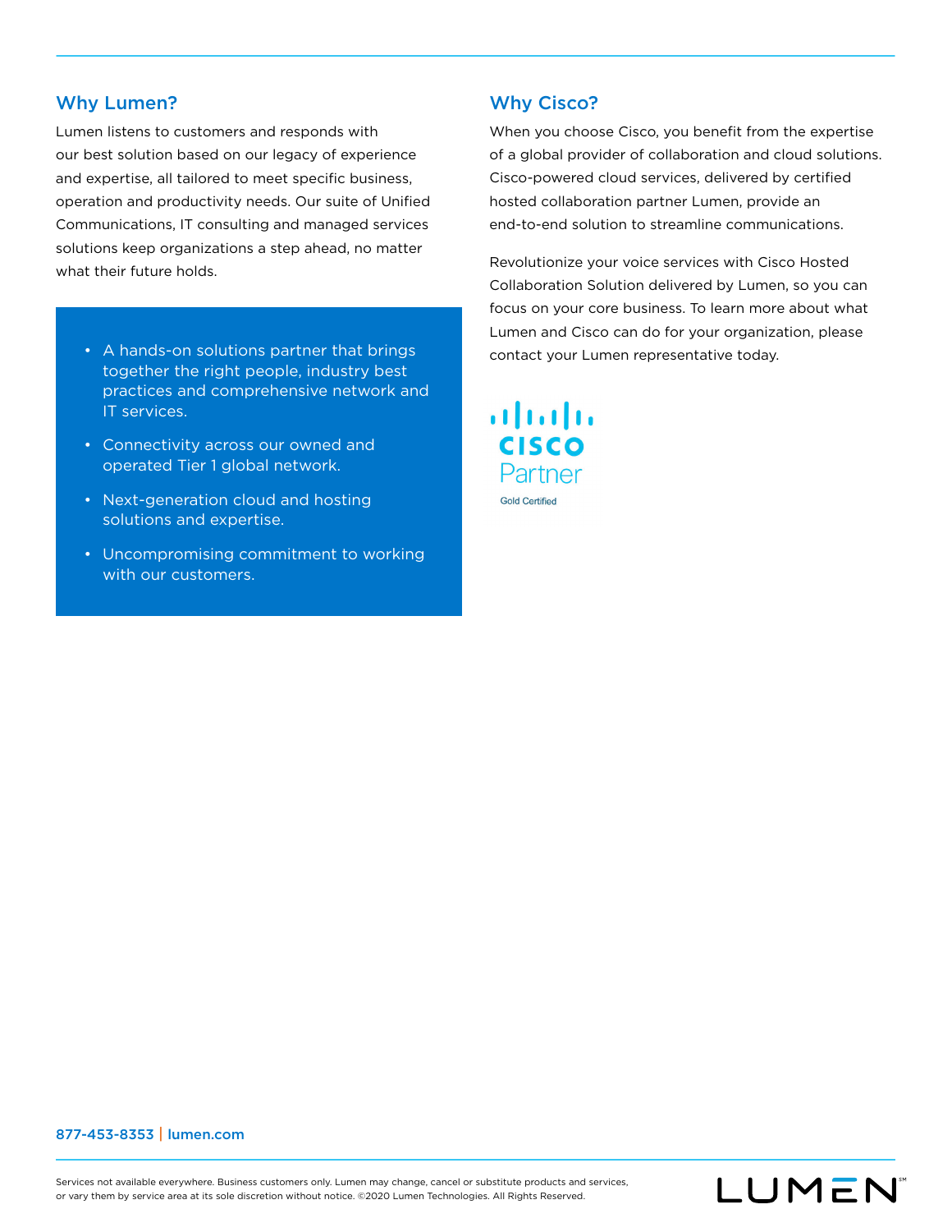## Why Lumen?

Lumen listens to customers and responds with our best solution based on our legacy of experience and expertise, all tailored to meet specific business, operation and productivity needs. Our suite of Unified Communications, IT consulting and managed services solutions keep organizations a step ahead, no matter what their future holds.

- A hands-on solutions partner that brings together the right people, industry best practices and comprehensive network and IT services.
- Connectivity across our owned and operated Tier 1 global network.
- Next-generation cloud and hosting solutions and expertise.
- Uncompromising commitment to working with our customers.

## Why Cisco?

When you choose Cisco, you benefit from the expertise of a global provider of collaboration and cloud solutions. Cisco-powered cloud services, delivered by certified hosted collaboration partner Lumen, provide an end-to-end solution to streamline communications.

Revolutionize your voice services with Cisco Hosted Collaboration Solution delivered by Lumen, so you can focus on your core business. To learn more about what Lumen and Cisco can do for your organization, please contact your Lumen representative today.

Cisco Partner
Gold Certified

877-453-8353 | lumen.com

Services not available everywhere. Business customers only. Lumen may change, cancel or substitute products and services, or vary them by service area at its sole discretion without notice. ©2020 Lumen Technologies. All Rights Reserved.